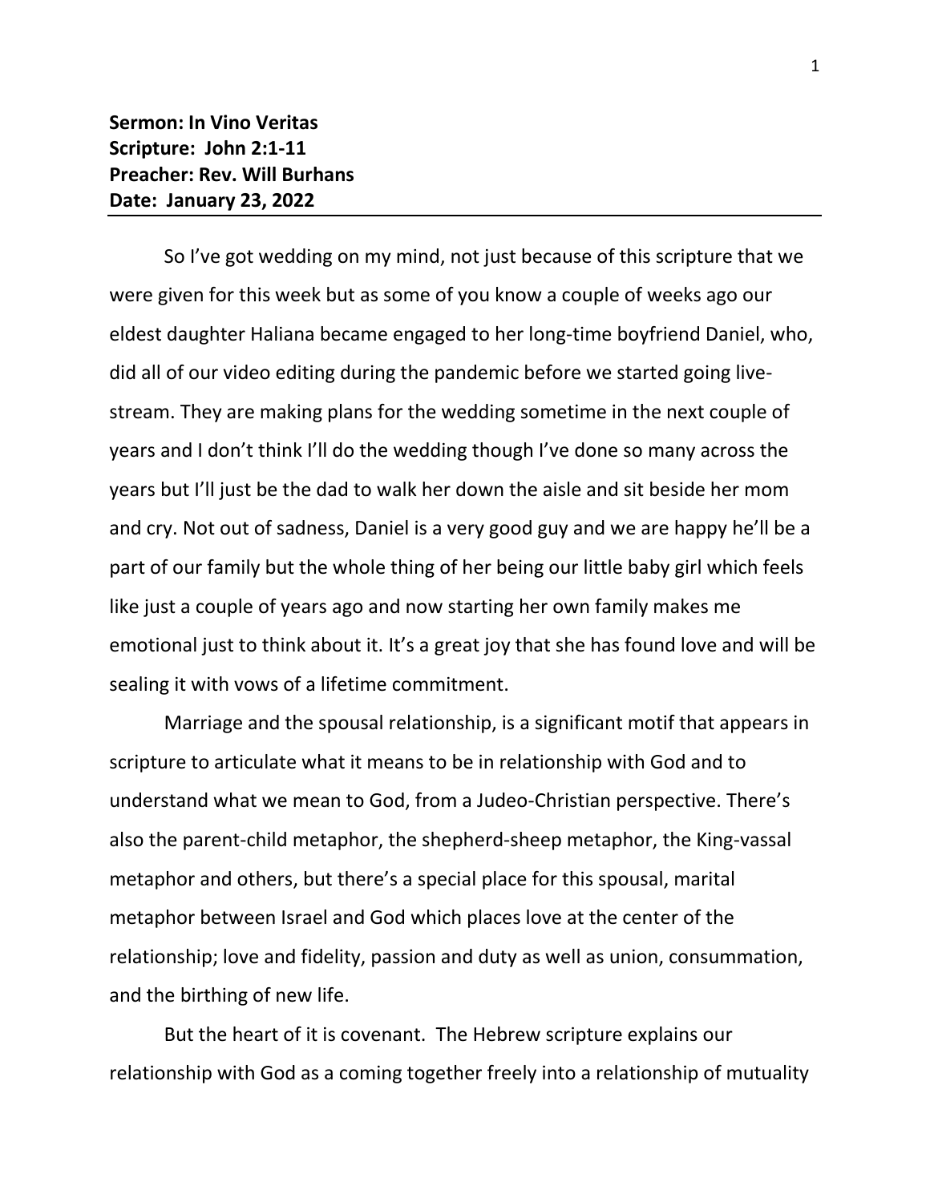**Sermon: In Vino Veritas**
**Scripture: John 2:1-11**
**Preacher: Rev. Will Burhans**
**Date: January 23, 2022**

---

So I've got wedding on my mind, not just because of this scripture that we were given for this week but as some of you know a couple of weeks ago our eldest daughter Haliana became engaged to her long-time boyfriend Daniel, who, did all of our video editing during the pandemic before we started going live-stream. They are making plans for the wedding sometime in the next couple of years and I don't think I'll do the wedding though I've done so many across the years but I'll just be the dad to walk her down the aisle and sit beside her mom and cry. Not out of sadness, Daniel is a very good guy and we are happy he'll be a part of our family but the whole thing of her being our little baby girl which feels like just a couple of years ago and now starting her own family makes me emotional just to think about it. It's a great joy that she has found love and will be sealing it with vows of a lifetime commitment.

Marriage and the spousal relationship, is a significant motif that appears in scripture to articulate what it means to be in relationship with God and to understand what we mean to God, from a Judeo-Christian perspective. There's also the parent-child metaphor, the shepherd-sheep metaphor, the King-vassal metaphor and others, but there's a special place for this spousal, marital metaphor between Israel and God which places love at the center of the relationship; love and fidelity, passion and duty as well as union, consummation, and the birthing of new life.

But the heart of it is covenant. The Hebrew scripture explains our relationship with God as a coming together freely into a relationship of mutuality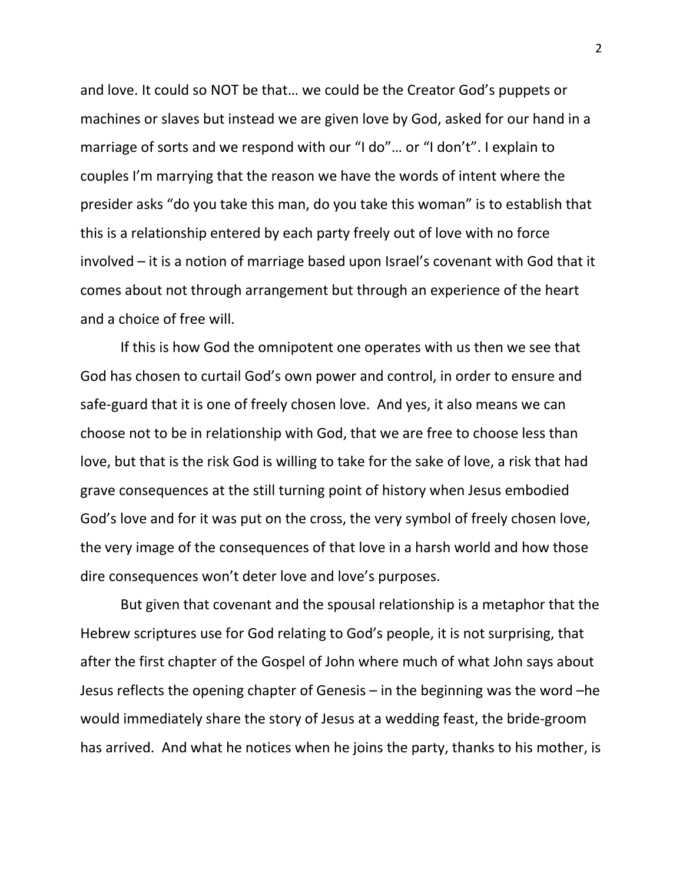and love. It could so NOT be that… we could be the Creator God's puppets or machines or slaves but instead we are given love by God, asked for our hand in a marriage of sorts and we respond with our "I do"… or "I don't". I explain to couples I'm marrying that the reason we have the words of intent where the presider asks "do you take this man, do you take this woman" is to establish that this is a relationship entered by each party freely out of love with no force involved – it is a notion of marriage based upon Israel's covenant with God that it comes about not through arrangement but through an experience of the heart and a choice of free will.

If this is how God the omnipotent one operates with us then we see that God has chosen to curtail God's own power and control, in order to ensure and safe-guard that it is one of freely chosen love. And yes, it also means we can choose not to be in relationship with God, that we are free to choose less than love, but that is the risk God is willing to take for the sake of love, a risk that had grave consequences at the still turning point of history when Jesus embodied God's love and for it was put on the cross, the very symbol of freely chosen love, the very image of the consequences of that love in a harsh world and how those dire consequences won't deter love and love's purposes.

But given that covenant and the spousal relationship is a metaphor that the Hebrew scriptures use for God relating to God's people, it is not surprising, that after the first chapter of the Gospel of John where much of what John says about Jesus reflects the opening chapter of Genesis – in the beginning was the word –he would immediately share the story of Jesus at a wedding feast, the bride-groom has arrived. And what he notices when he joins the party, thanks to his mother, is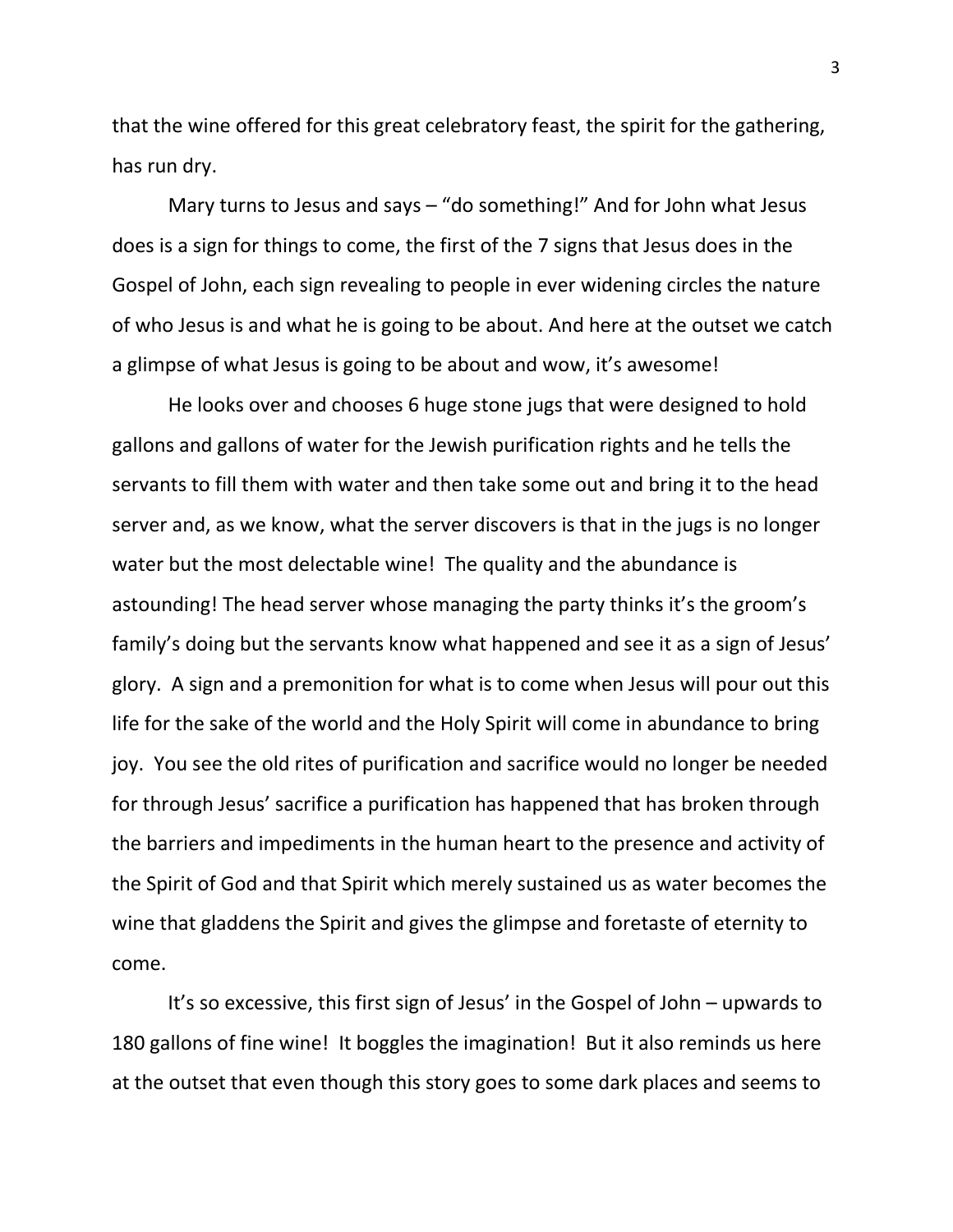that the wine offered for this great celebratory feast, the spirit for the gathering, has run dry.

Mary turns to Jesus and says – "do something!" And for John what Jesus does is a sign for things to come, the first of the 7 signs that Jesus does in the Gospel of John, each sign revealing to people in ever widening circles the nature of who Jesus is and what he is going to be about. And here at the outset we catch a glimpse of what Jesus is going to be about and wow, it's awesome!

He looks over and chooses 6 huge stone jugs that were designed to hold gallons and gallons of water for the Jewish purification rights and he tells the servants to fill them with water and then take some out and bring it to the head server and, as we know, what the server discovers is that in the jugs is no longer water but the most delectable wine! The quality and the abundance is astounding! The head server whose managing the party thinks it's the groom's family's doing but the servants know what happened and see it as a sign of Jesus' glory. A sign and a premonition for what is to come when Jesus will pour out this life for the sake of the world and the Holy Spirit will come in abundance to bring joy. You see the old rites of purification and sacrifice would no longer be needed for through Jesus' sacrifice a purification has happened that has broken through the barriers and impediments in the human heart to the presence and activity of the Spirit of God and that Spirit which merely sustained us as water becomes the wine that gladdens the Spirit and gives the glimpse and foretaste of eternity to come.

It's so excessive, this first sign of Jesus' in the Gospel of John – upwards to 180 gallons of fine wine! It boggles the imagination! But it also reminds us here at the outset that even though this story goes to some dark places and seems to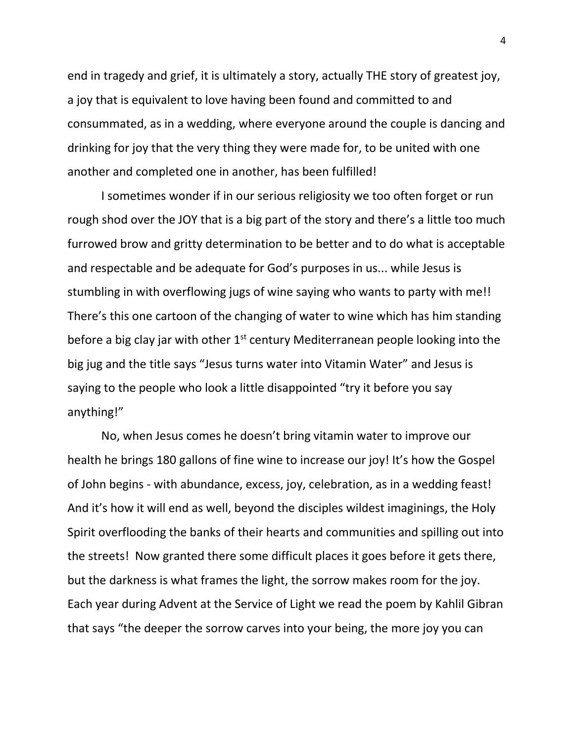end in tragedy and grief, it is ultimately a story, actually THE story of greatest joy, a joy that is equivalent to love having been found and committed to and consummated, as in a wedding, where everyone around the couple is dancing and drinking for joy that the very thing they were made for, to be united with one another and completed one in another, has been fulfilled!

I sometimes wonder if in our serious religiosity we too often forget or run rough shod over the JOY that is a big part of the story and there's a little too much furrowed brow and gritty determination to be better and to do what is acceptable and respectable and be adequate for God's purposes in us... while Jesus is stumbling in with overflowing jugs of wine saying who wants to party with me!! There's this one cartoon of the changing of water to wine which has him standing before a big clay jar with other 1st century Mediterranean people looking into the big jug and the title says "Jesus turns water into Vitamin Water" and Jesus is saying to the people who look a little disappointed "try it before you say anything!"

No, when Jesus comes he doesn't bring vitamin water to improve our health he brings 180 gallons of fine wine to increase our joy! It's how the Gospel of John begins - with abundance, excess, joy, celebration, as in a wedding feast! And it's how it will end as well, beyond the disciples wildest imaginings, the Holy Spirit overflooding the banks of their hearts and communities and spilling out into the streets! Now granted there some difficult places it goes before it gets there, but the darkness is what frames the light, the sorrow makes room for the joy. Each year during Advent at the Service of Light we read the poem by Kahlil Gibran that says "the deeper the sorrow carves into your being, the more joy you can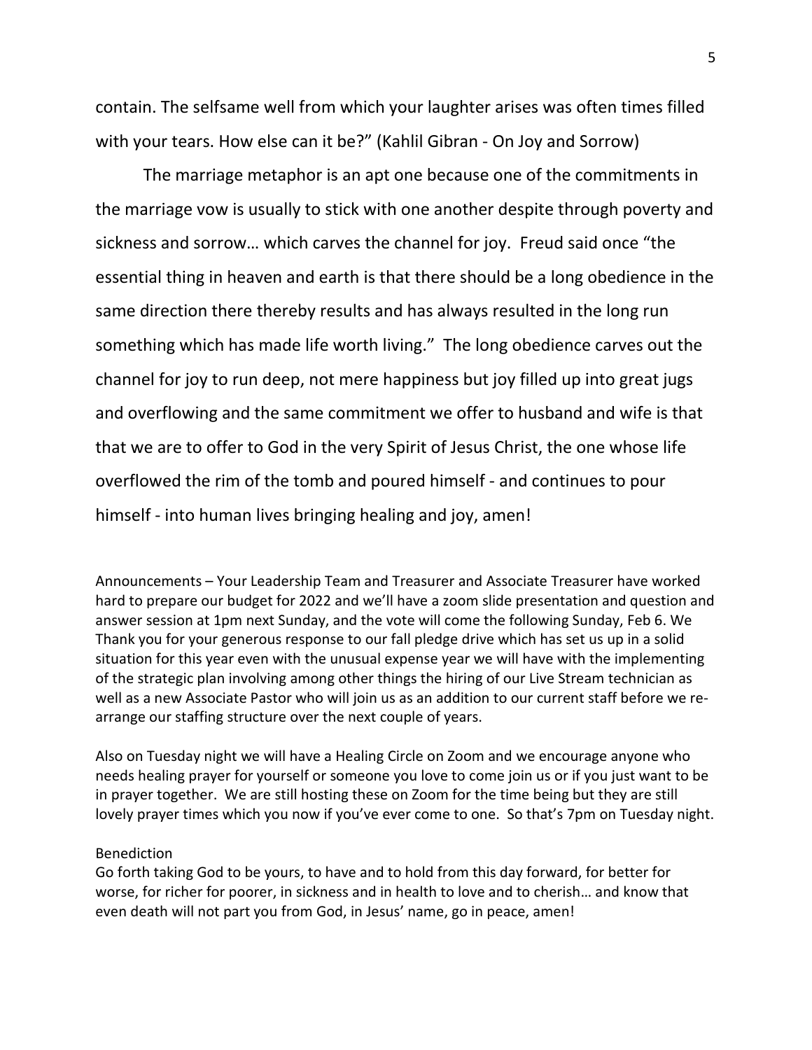contain. The selfsame well from which your laughter arises was often times filled with your tears. How else can it be?" (Kahlil Gibran - On Joy and Sorrow)

The marriage metaphor is an apt one because one of the commitments in the marriage vow is usually to stick with one another despite through poverty and sickness and sorrow… which carves the channel for joy. Freud said once "the essential thing in heaven and earth is that there should be a long obedience in the same direction there thereby results and has always resulted in the long run something which has made life worth living." The long obedience carves out the channel for joy to run deep, not mere happiness but joy filled up into great jugs and overflowing and the same commitment we offer to husband and wife is that that we are to offer to God in the very Spirit of Jesus Christ, the one whose life overflowed the rim of the tomb and poured himself - and continues to pour himself - into human lives bringing healing and joy, amen!

Announcements – Your Leadership Team and Treasurer and Associate Treasurer have worked hard to prepare our budget for 2022 and we'll have a zoom slide presentation and question and answer session at 1pm next Sunday, and the vote will come the following Sunday, Feb 6. We Thank you for your generous response to our fall pledge drive which has set us up in a solid situation for this year even with the unusual expense year we will have with the implementing of the strategic plan involving among other things the hiring of our Live Stream technician as well as a new Associate Pastor who will join us as an addition to our current staff before we re-arrange our staffing structure over the next couple of years.

Also on Tuesday night we will have a Healing Circle on Zoom and we encourage anyone who needs healing prayer for yourself or someone you love to come join us or if you just want to be in prayer together. We are still hosting these on Zoom for the time being but they are still lovely prayer times which you now if you've ever come to one. So that's 7pm on Tuesday night.

Benediction

Go forth taking God to be yours, to have and to hold from this day forward, for better for worse, for richer for poorer, in sickness and in health to love and to cherish… and know that even death will not part you from God, in Jesus' name, go in peace, amen!